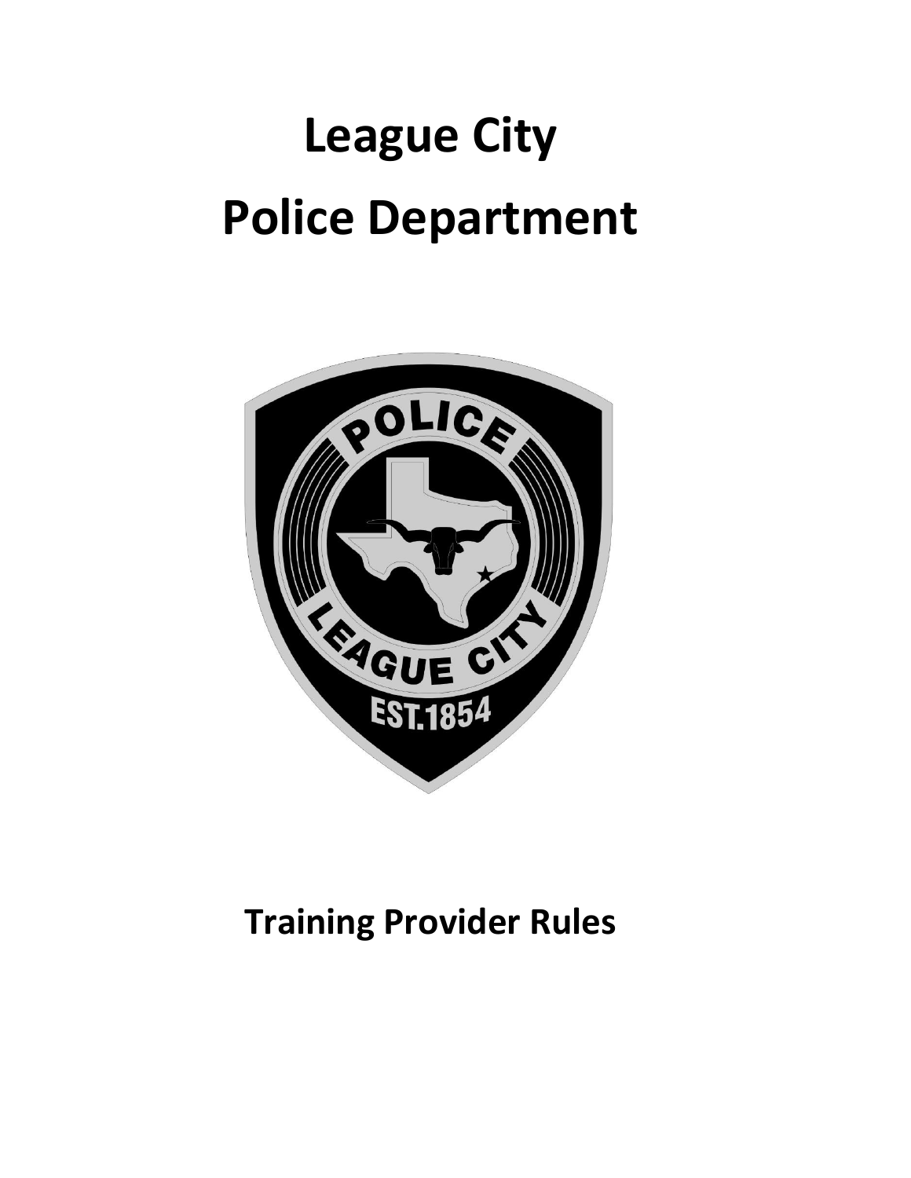# League City

# Police Department

## Training Provider Rules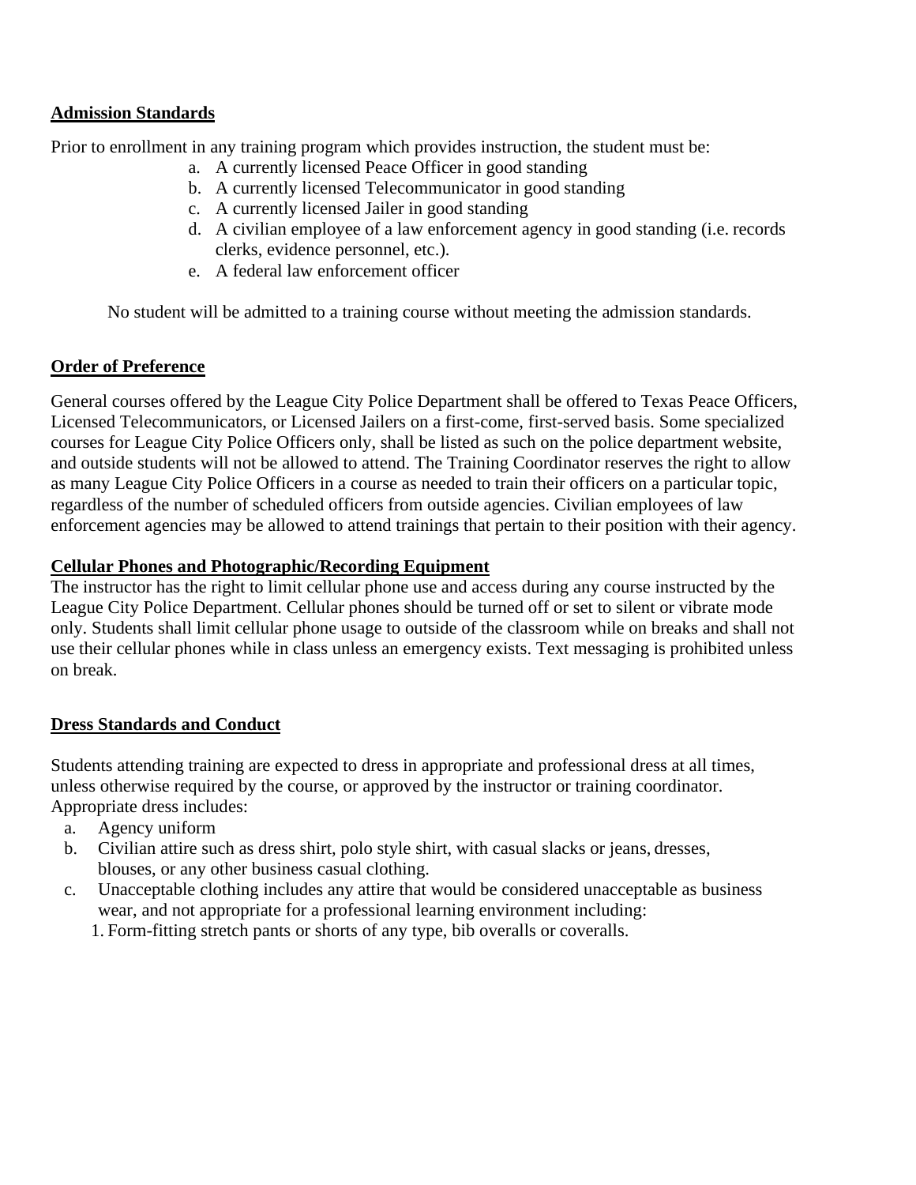**Admission Standards**

Prior to enrollment in any training program which provides instruction, the student must be:

a. A currently licensed Peace Officer in good standing
b. A currently licensed Telecommunicator in good standing
c. A currently licensed Jailer in good standing
d. A civilian employee of a law enforcement agency in good standing (i.e. records clerks, evidence personnel, etc.).
e. A federal law enforcement officer

No student will be admitted to a training course without meeting the admission standards.

**Order of Preference**

General courses offered by the League City Police Department shall be offered to Texas Peace Officers, Licensed Telecommunicators, or Licensed Jailers on a first-come, first-served basis. Some specialized courses for League City Police Officers only, shall be listed as such on the police department website, and outside students will not be allowed to attend. The Training Coordinator reserves the right to allow as many League City Police Officers in a course as needed to train their officers on a particular topic, regardless of the number of scheduled officers from outside agencies. Civilian employees of law enforcement agencies may be allowed to attend trainings that pertain to their position with their agency.

**Cellular Phones and Photographic/Recording Equipment**

The instructor has the right to limit cellular phone use and access during any course instructed by the League City Police Department. Cellular phones should be turned off or set to silent or vibrate mode only. Students shall limit cellular phone usage to outside of the classroom while on breaks and shall not use their cellular phones while in class unless an emergency exists. Text messaging is prohibited unless on break.

**Dress Standards and Conduct**

Students attending training are expected to dress in appropriate and professional dress at all times, unless otherwise required by the course, or approved by the instructor or training coordinator. Appropriate dress includes:

a. Agency uniform
b. Civilian attire such as dress shirt, polo style shirt, with casual slacks or jeans, dresses, blouses, or any other business casual clothing.
c. Unacceptable clothing includes any attire that would be considered unacceptable as business wear, and not appropriate for a professional learning environment including:
    1. Form-fitting stretch pants or shorts of any type, bib overalls or coveralls.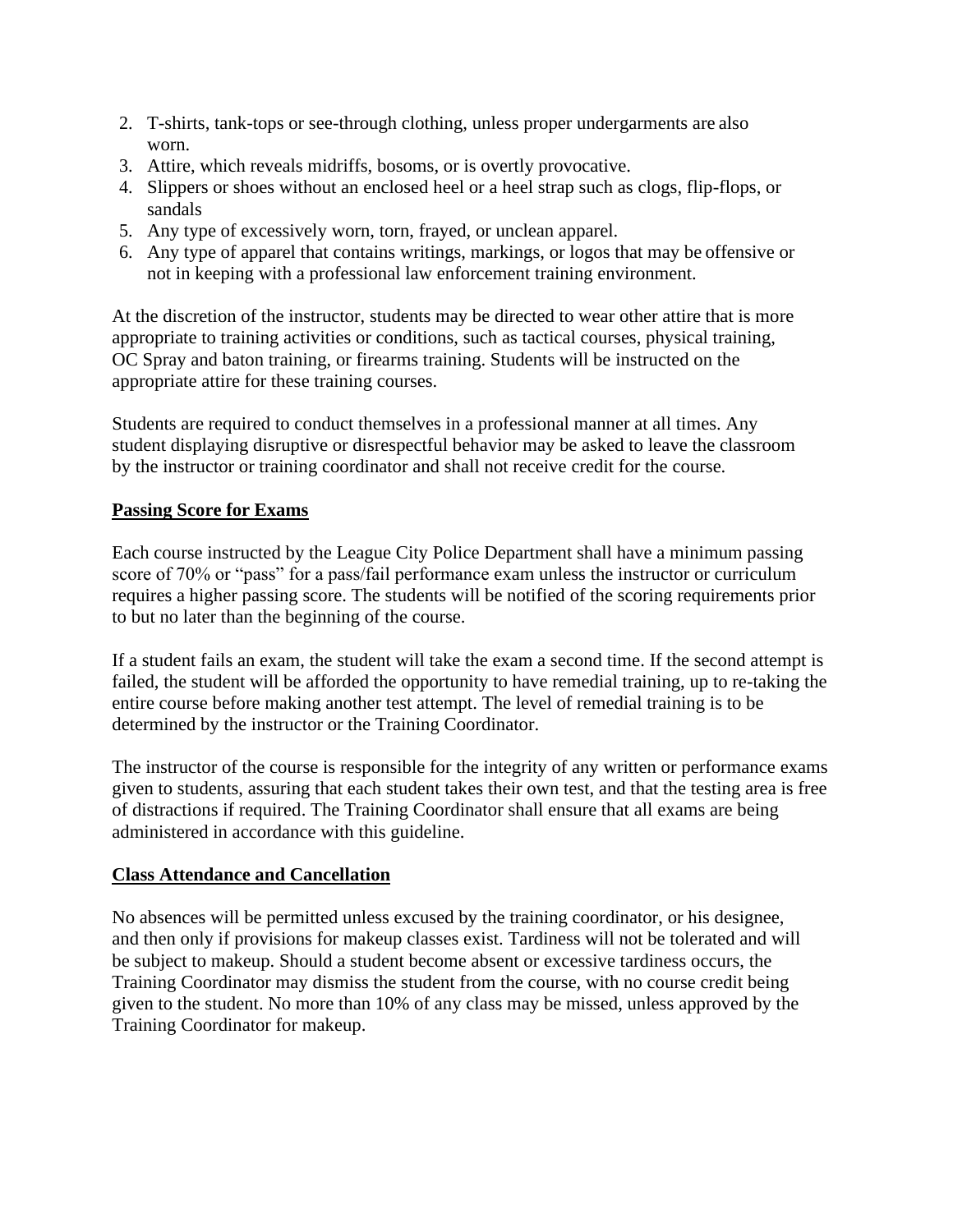2. T-shirts, tank-tops or see-through clothing, unless proper undergarments are also worn.
3. Attire, which reveals midriffs, bosoms, or is overtly provocative.
4. Slippers or shoes without an enclosed heel or a heel strap such as clogs, flip-flops, or sandals
5. Any type of excessively worn, torn, frayed, or unclean apparel.
6. Any type of apparel that contains writings, markings, or logos that may be offensive or not in keeping with a professional law enforcement training environment.

At the discretion of the instructor, students may be directed to wear other attire that is more appropriate to training activities or conditions, such as tactical courses, physical training, OC Spray and baton training, or firearms training. Students will be instructed on the appropriate attire for these training courses.

Students are required to conduct themselves in a professional manner at all times. Any student displaying disruptive or disrespectful behavior may be asked to leave the classroom by the instructor or training coordinator and shall not receive credit for the course.

**Passing Score for Exams**

Each course instructed by the League City Police Department shall have a minimum passing score of 70% or "pass" for a pass/fail performance exam unless the instructor or curriculum requires a higher passing score. The students will be notified of the scoring requirements prior to but no later than the beginning of the course.

If a student fails an exam, the student will take the exam a second time. If the second attempt is failed, the student will be afforded the opportunity to have remedial training, up to re-taking the entire course before making another test attempt. The level of remedial training is to be determined by the instructor or the Training Coordinator.

The instructor of the course is responsible for the integrity of any written or performance exams given to students, assuring that each student takes their own test, and that the testing area is free of distractions if required. The Training Coordinator shall ensure that all exams are being administered in accordance with this guideline.

**Class Attendance and Cancellation**

No absences will be permitted unless excused by the training coordinator, or his designee, and then only if provisions for makeup classes exist. Tardiness will not be tolerated and will be subject to makeup. Should a student become absent or excessive tardiness occurs, the Training Coordinator may dismiss the student from the course, with no course credit being given to the student. No more than 10% of any class may be missed, unless approved by the Training Coordinator for makeup.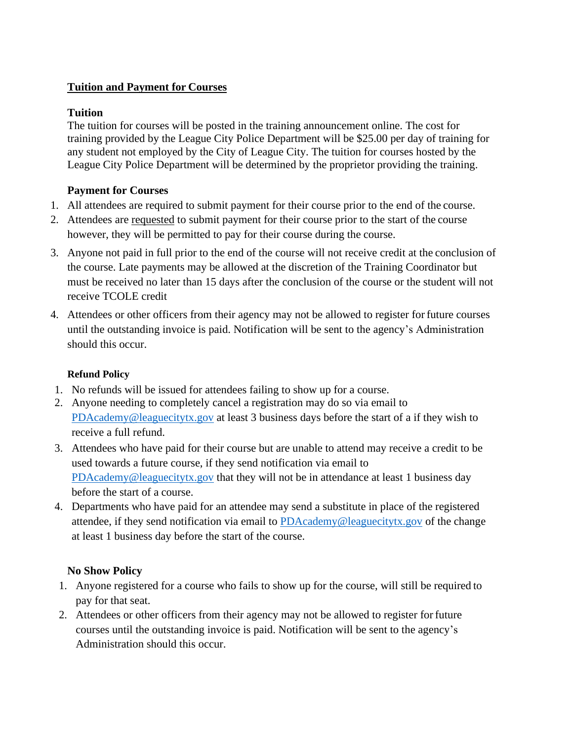## Tuition and Payment for Courses

### Tuition

The tuition for courses will be posted in the training announcement online. The cost for training provided by the League City Police Department will be $25.00 per day of training for any student not employed by the City of League City. The tuition for courses hosted by the League City Police Department will be determined by the proprietor providing the training.

### Payment for Courses

1. All attendees are required to submit payment for their course prior to the end of the course.
2. Attendees are requested to submit payment for their course prior to the start of the course however, they will be permitted to pay for their course during the course.
3. Anyone not paid in full prior to the end of the course will not receive credit at the conclusion of the course. Late payments may be allowed at the discretion of the Training Coordinator but must be received no later than 15 days after the conclusion of the course or the student will not receive TCOLE credit
4. Attendees or other officers from their agency may not be allowed to register for future courses until the outstanding invoice is paid. Notification will be sent to the agency's Administration should this occur.

### Refund Policy

1. No refunds will be issued for attendees failing to show up for a course.
2. Anyone needing to completely cancel a registration may do so via email to PDAcademy@leaguecitytx.gov at least 3 business days before the start of a if they wish to receive a full refund.
3. Attendees who have paid for their course but are unable to attend may receive a credit to be used towards a future course, if they send notification via email to PDAcademy@leaguecitytx.gov that they will not be in attendance at least 1 business day before the start of a course.
4. Departments who have paid for an attendee may send a substitute in place of the registered attendee, if they send notification via email to PDAcademy@leaguecitytx.gov of the change at least 1 business day before the start of the course.

### No Show Policy

1. Anyone registered for a course who fails to show up for the course, will still be required to pay for that seat.
2. Attendees or other officers from their agency may not be allowed to register for future courses until the outstanding invoice is paid. Notification will be sent to the agency's Administration should this occur.